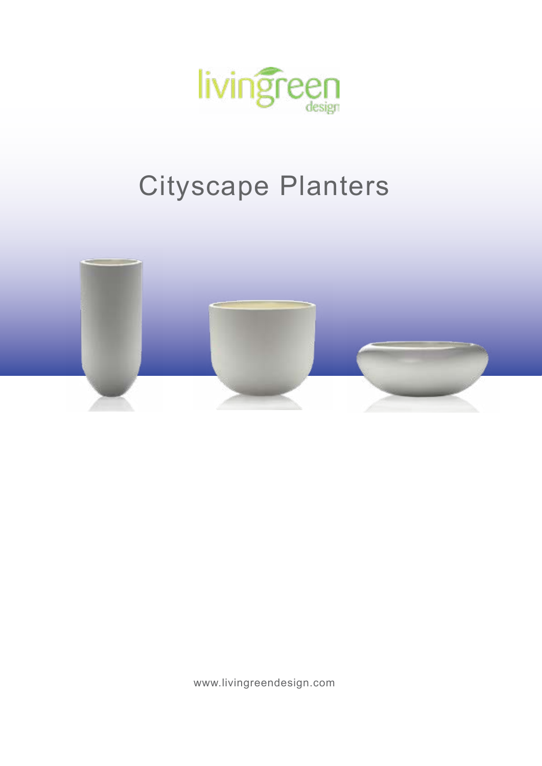livingreen design

# Cityscape Planters

www.livingreendesign.com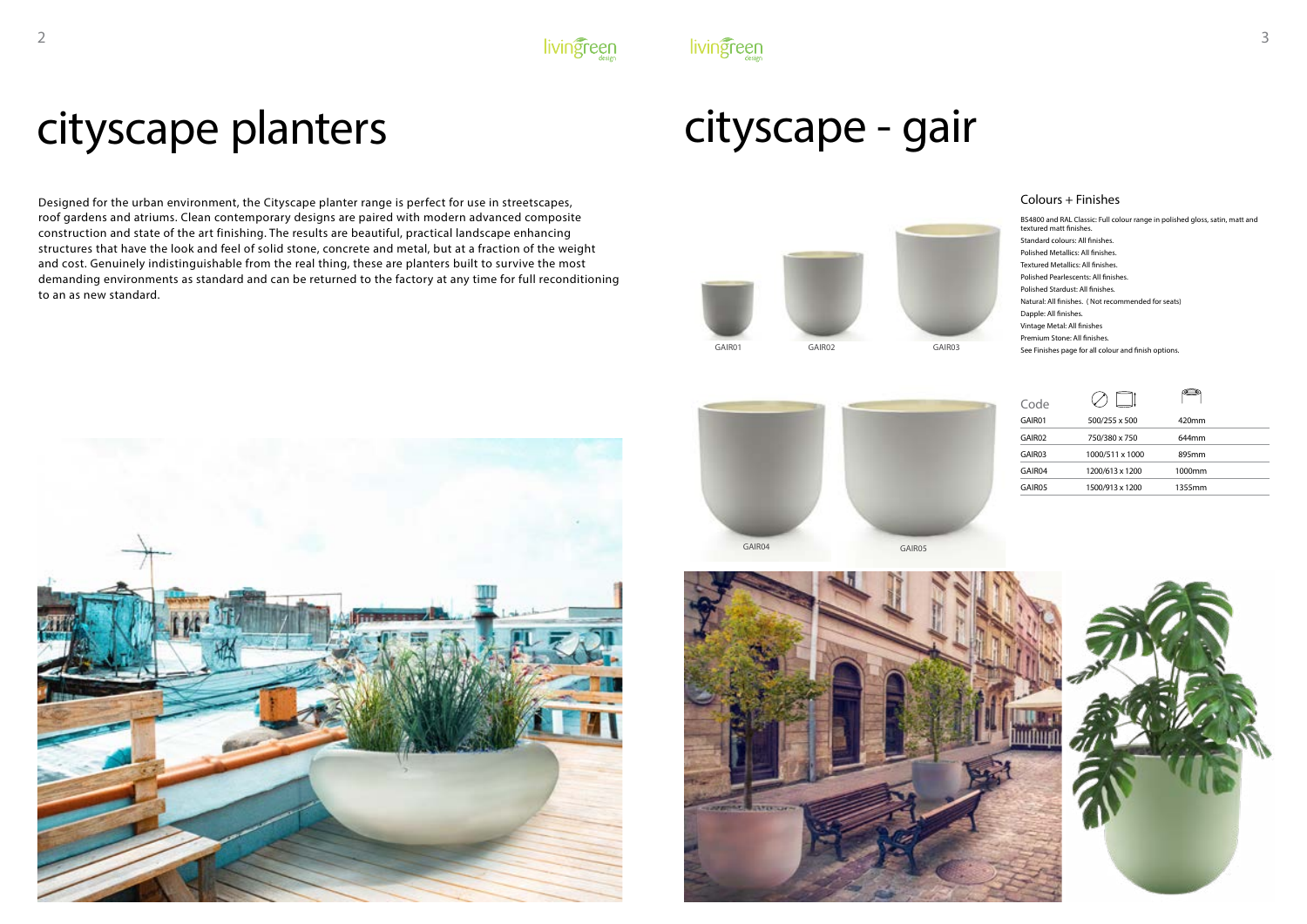# cityscape planters

Designed for the urban environment, the Cityscape planter range is perfect for use in streetscapes, roof gardens and atriums. Clean contemporary designs are paired with modern advanced composite construction and state of the art finishing. The results are beautiful, practical landscape enhancing structures that have the look and feel of solid stone, concrete and metal, but at a fraction of the weight and cost. Genuinely indistinguishable from the real thing, these are planters built to survive the most demanding environments as standard and can be returned to the factory at any time for full reconditioning to an as new standard.

# cityscape - gair

GAIR01 GAIR02 GAIR03

GAIR04 GAIR05

## Colours + Finishes

BS4800 and RAL Classic: Full colour range in polished gloss, satin, matt and textured matt finishes.

Standard colours: All finishes.

Polished Metallics: All finishes.

Textured Metallics: All finishes.

Polished Pearlescents: All finishes.

Polished Stardust: All finishes.

Natural: All finishes. ( Not recommended for seats)

Dapple: All finishes.

Vintage Metal: All finishes

Premium Stone: All finishes.

See Finishes page for all colour and finish options.

| Code | | |
|---|---|---|
| GAIR01 | 500/255 x 500 | 420mm |
| GAIR02 | 750/380 x 750 | 644mm |
| GAIR03 | 1000/511 x 1000 | 895mm |
| GAIR04 | 1200/613 x 1200 | 1000mm |
| GAIR05 | 1500/913 x 1200 | 1355mm |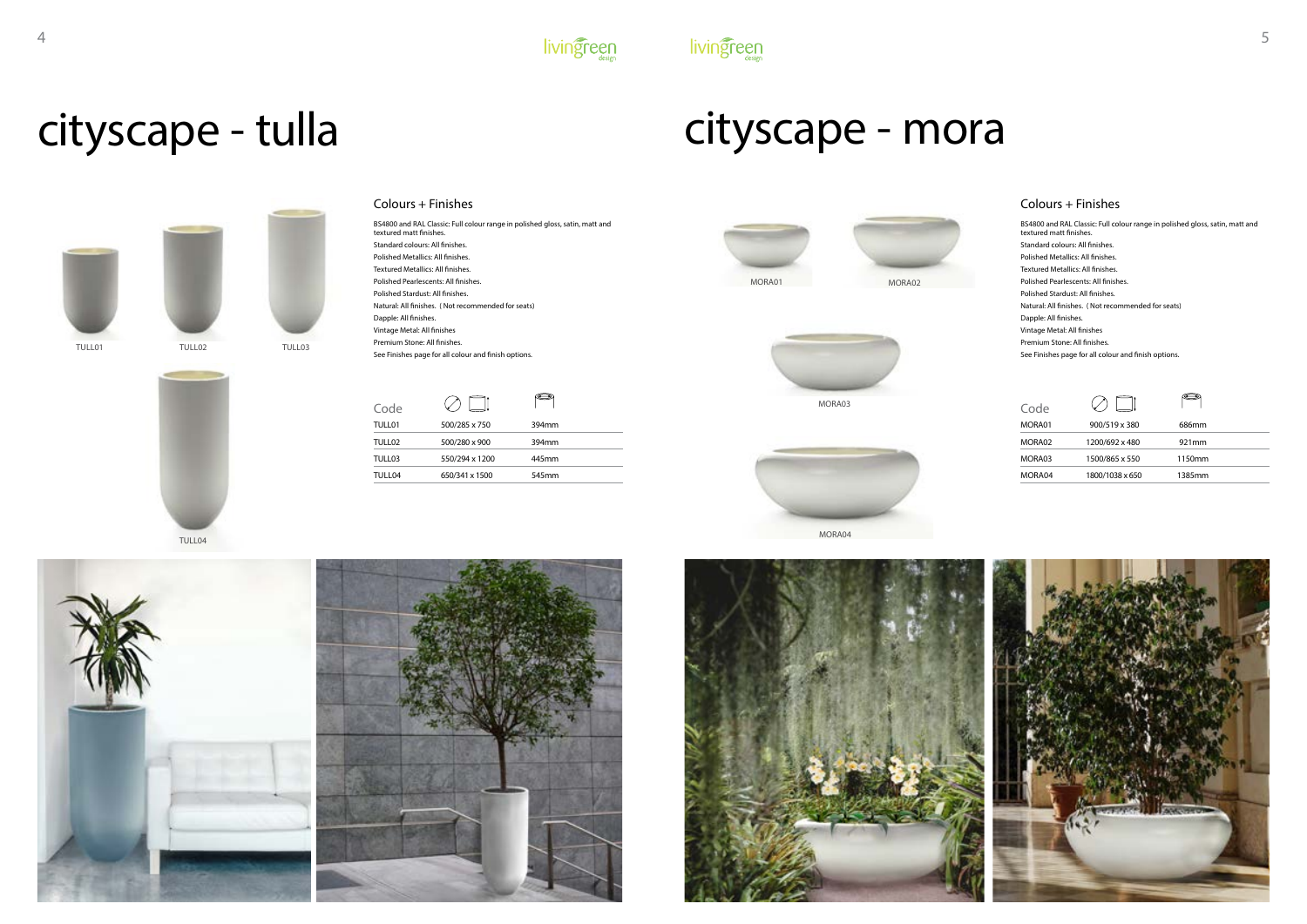# cityscape - tulla

TULL01 TULL02 TULL03

TULL04

## Colours + Finishes

BS4800 and RAL Classic: Full colour range in polished gloss, satin, matt and textured matt finishes.

Standard colours: All finishes.

Polished Metallics: All finishes.

Textured Metallics: All finishes.

Polished Pearlescents: All finishes.

Polished Stardust: All finishes.

Natural: All finishes. ( Not recommended for seats)

Dapple: All finishes.

Vintage Metal: All finishes

Premium Stone: All finishes.

See Finishes page for all colour and finish options.

| Code | | |
|---|---|---|
| TULL01 | 500/285 x 750 | 394mm |
| TULL02 | 500/280 x 900 | 394mm |
| TULL03 | 550/294 x 1200 | 445mm |
| TULL04 | 650/341 x 1500 | 545mm |

# cityscape - mora

MORA01 MORA02

MORA03

MORA04

## Colours + Finishes

BS4800 and RAL Classic: Full colour range in polished gloss, satin, matt and textured matt finishes.

Standard colours: All finishes.

Polished Metallics: All finishes.

Textured Metallics: All finishes.

Polished Pearlescents: All finishes.

Polished Stardust: All finishes.

Natural: All finishes. ( Not recommended for seats)

Dapple: All finishes.

Vintage Metal: All finishes

Premium Stone: All finishes.

See Finishes page for all colour and finish options.

| Code | | |
|---|---|---|
| MORA01 | 900/519 x 380 | 686mm |
| MORA02 | 1200/692 x 480 | 921mm |
| MORA03 | 1500/865 x 550 | 1150mm |
| MORA04 | 1800/1038 x 650 | 1385mm |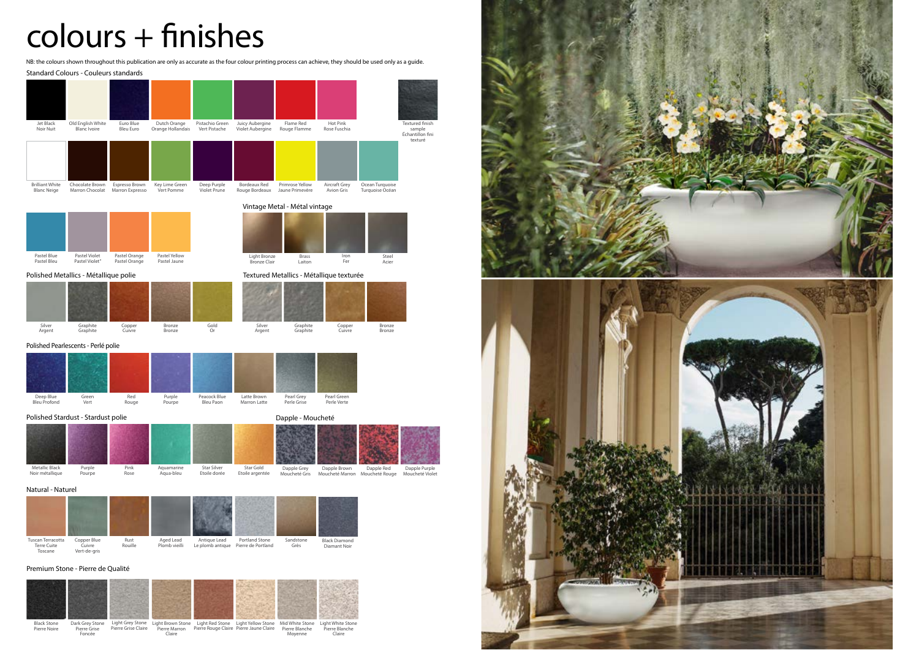# colours + finishes

NB: the colours shown throughout this publication are only as accurate as the four colour printing process can achieve, they should be used only as a guide.

## Standard Colours - Couleurs standards

- Jet Black / Noir Nuit
- Old English White / Blanc Ivoire
- Euro Blue / Bleu Euro
- Dutch Orange / Orange Hollandais
- Pistachio Green / Vert Pistache
- Juicy Aubergine / Violet Aubergine
- Flame Red / Rouge Flamme
- Hot Pink / Rose Fuschia
- Textured finish sample / Échantillon fini texturé
- Brilliant White / Blanc Neige
- Chocolate Brown / Marron Chocolat
- Espresso Brown / Marron Expresso
- Key Lime Green / Vert Pomme
- Deep Purple / Violet Prune
- Bordeaux Red / Rouge Bordeaux
- Primrose Yellow / Jaune Primevère
- Aircraft Grey / Avion Gris
- Ocean Turquoise / Turquoise Océan
- Pastel Blue / Pastel Bleu
- Pastel Violet / Pastel Violet*
- Pastel Orange / Pastel Orange
- Pastel Yellow / Pastel Jaune

## Vintage Metal - Métal vintage

- Light Bronze / Bronze Clair
- Brass / Laiton
- Iron / Fer
- Steel / Acier

## Polished Metallics - Métallique polie

- Silver / Argent
- Graphite / Graphite
- Copper / Cuivre
- Bronze / Bronze
- Gold / Or

## Textured Metallics - Métallique texturée

- Silver / Argent
- Graphite / Graphite
- Copper / Cuivre
- Bronze / Bronze

## Polished Pearlescents - Perlé polie

- Deep Blue / Bleu Profond
- Green / Vert
- Red / Rouge
- Purple / Pourpe
- Peacock Blue / Bleu Paon
- Latte Brown / Marron Latte
- Pearl Grey / Perle Grise
- Pearl Green / Perle Verte

## Polished Stardust - Stardust polie

- Metallic Black / Noir métallique
- Purple / Pourpe
- Pink / Rose
- Aquamarine / Aqua-bleu
- Star Silver / Etoile dorée
- Star Gold / Etoile argentée

## Dapple - Moucheté

- Dapple Grey / Moucheté Gris
- Dapple Brown / Moucheté Marron
- Dapple Red / Moucheté Rouge
- Dapple Purple / Moucheté Violet

## Natural - Naturel

- Tuscan Terracotta / Terre Cuite Toscane
- Copper Blue / Cuivre Vert-de-gris
- Rust / Rouille
- Aged Lead / Plomb vieilli
- Antique Lead / Le plomb antique
- Portland Stone / Pierre de Portland
- Sandstone / Grès
- Black Diamond / Diamant Noir

## Premium Stone - Pierre de Qualité

- Black Stone / Pierre Noire
- Dark Grey Stone / Pierre Grise Foncée
- Light Grey Stone / Pierre Grise Claire
- Light Brown Stone / Pierre Marron Claire
- Light Red Stone / Pierre Rouge Claire
- Light Yellow Stone / Pierre Jaune Claire
- Mid White Stone / Pierre Blanche Moyenne
- Light White Stone / Pierre Blanche Claire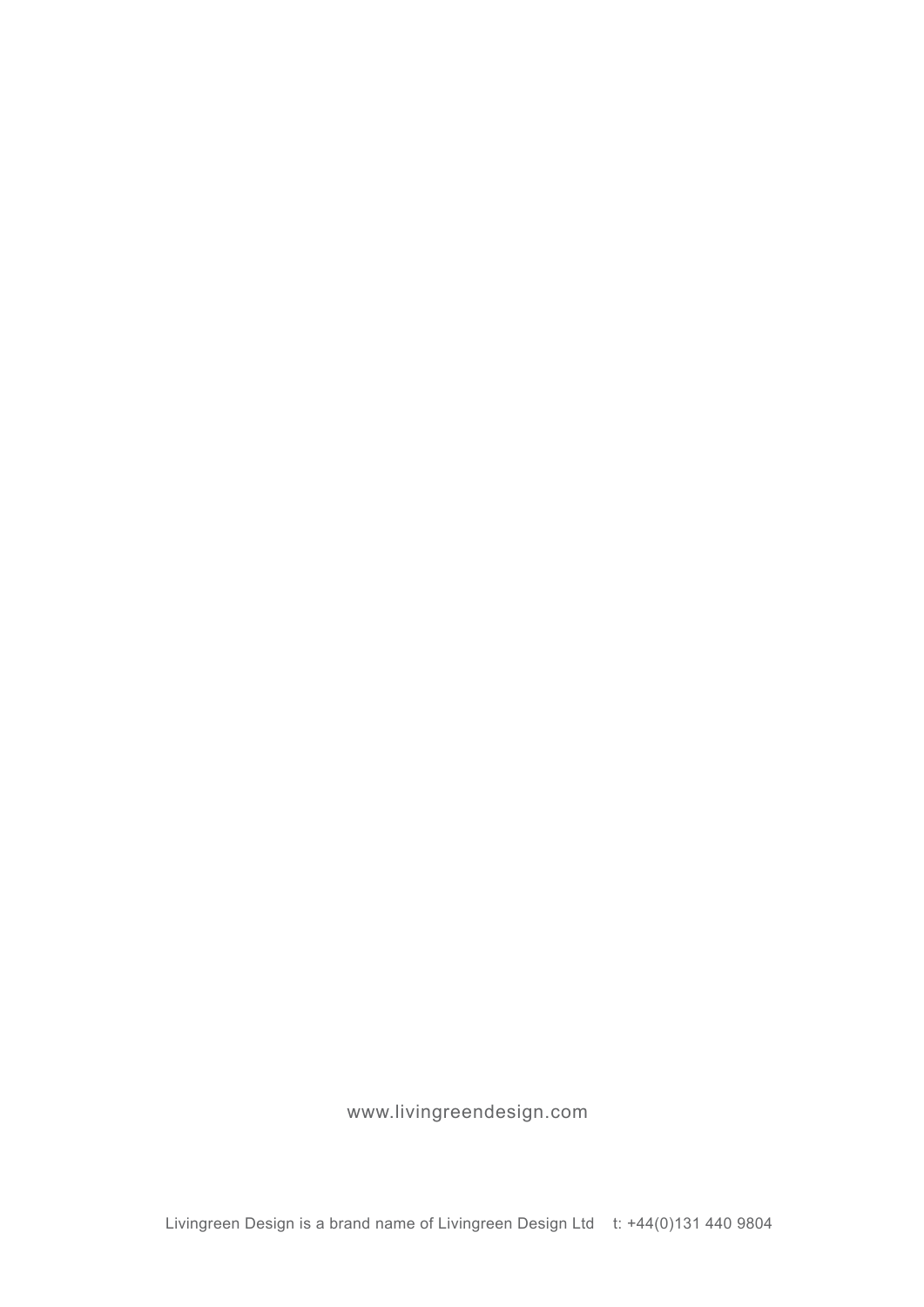www.livingreendesign.com

Livingreen Design is a brand name of Livingreen Design Ltd t: +44(0)131 440 9804